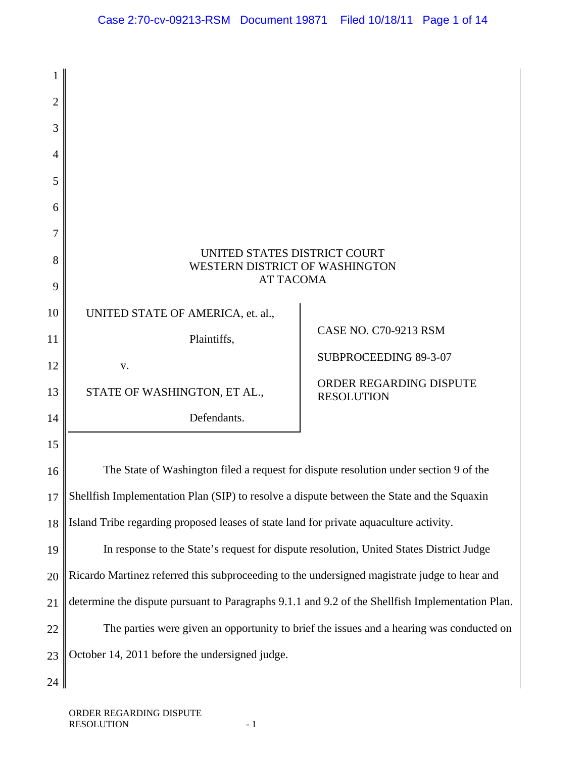UNITED STATES DISTRICT COURT
WESTERN DISTRICT OF WASHINGTON
AT TACOMA

| | |
|---|---|
| UNITED STATE OF AMERICA, et. al., Plaintiffs, v. STATE OF WASHINGTON, ET AL., Defendants. | CASE NO. C70-9213 RSM<br><br>SUBPROCEEDING 89-3-07<br><br>ORDER REGARDING DISPUTE RESOLUTION |

The State of Washington filed a request for dispute resolution under section 9 of the Shellfish Implementation Plan (SIP) to resolve a dispute between the State and the Squaxin Island Tribe regarding proposed leases of state land for private aquaculture activity.

In response to the State's request for dispute resolution, United States District Judge Ricardo Martinez referred this subproceeding to the undersigned magistrate judge to hear and determine the dispute pursuant to Paragraphs 9.1.1 and 9.2 of the Shellfish Implementation Plan.

The parties were given an opportunity to brief the issues and a hearing was conducted on October 14, 2011 before the undersigned judge.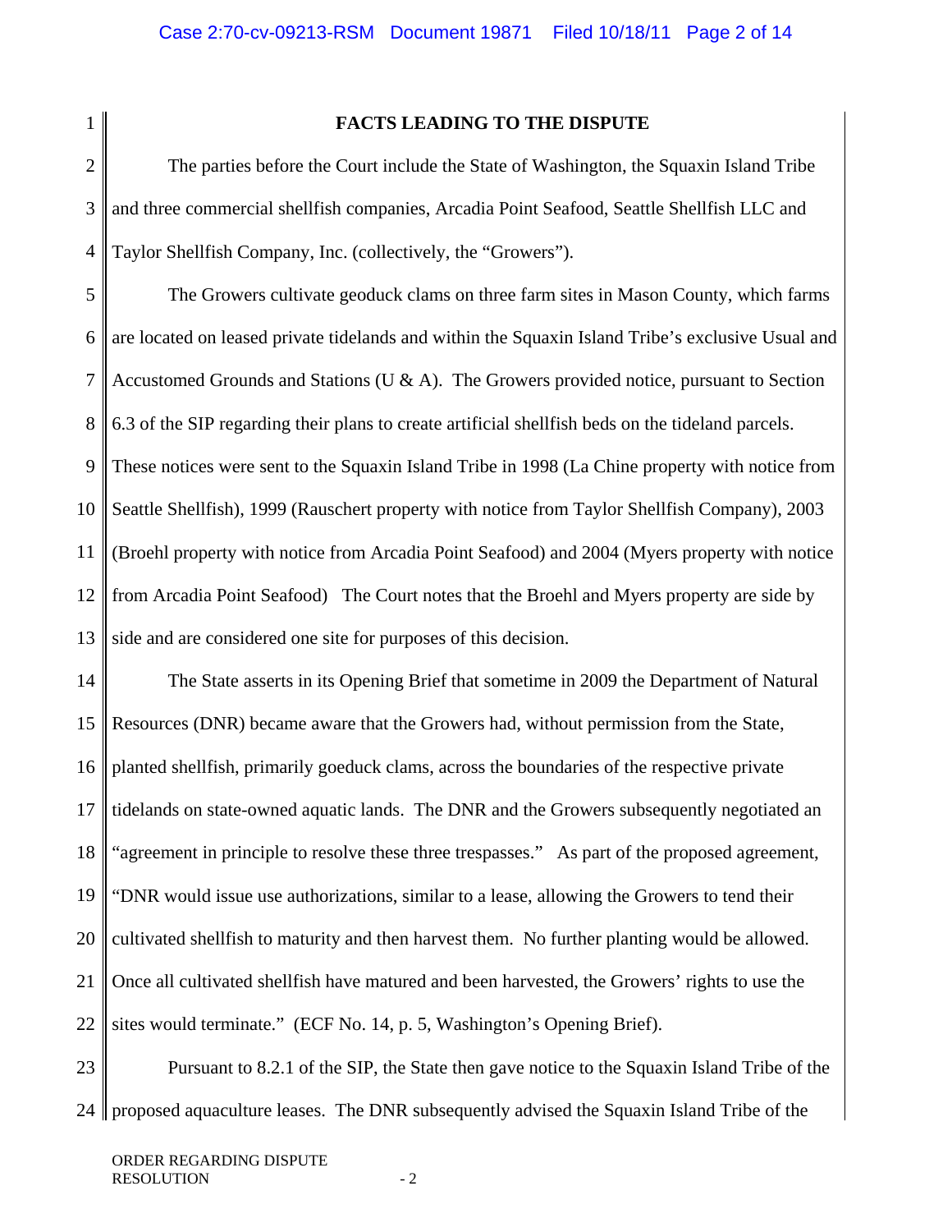## FACTS LEADING TO THE DISPUTE

The parties before the Court include the State of Washington, the Squaxin Island Tribe and three commercial shellfish companies, Arcadia Point Seafood, Seattle Shellfish LLC and Taylor Shellfish Company, Inc. (collectively, the "Growers").

The Growers cultivate geoduck clams on three farm sites in Mason County, which farms are located on leased private tidelands and within the Squaxin Island Tribe's exclusive Usual and Accustomed Grounds and Stations (U & A). The Growers provided notice, pursuant to Section 6.3 of the SIP regarding their plans to create artificial shellfish beds on the tideland parcels. These notices were sent to the Squaxin Island Tribe in 1998 (La Chine property with notice from Seattle Shellfish), 1999 (Rauschert property with notice from Taylor Shellfish Company), 2003 (Broehl property with notice from Arcadia Point Seafood) and 2004 (Myers property with notice from Arcadia Point Seafood) The Court notes that the Broehl and Myers property are side by side and are considered one site for purposes of this decision.

The State asserts in its Opening Brief that sometime in 2009 the Department of Natural Resources (DNR) became aware that the Growers had, without permission from the State, planted shellfish, primarily geoduck clams, across the boundaries of the respective private tidelands on state-owned aquatic lands. The DNR and the Growers subsequently negotiated an "agreement in principle to resolve these three trespasses." As part of the proposed agreement, "DNR would issue use authorizations, similar to a lease, allowing the Growers to tend their cultivated shellfish to maturity and then harvest them. No further planting would be allowed. Once all cultivated shellfish have matured and been harvested, the Growers' rights to use the sites would terminate." (ECF No. 14, p. 5, Washington's Opening Brief).

Pursuant to 8.2.1 of the SIP, the State then gave notice to the Squaxin Island Tribe of the proposed aquaculture leases. The DNR subsequently advised the Squaxin Island Tribe of the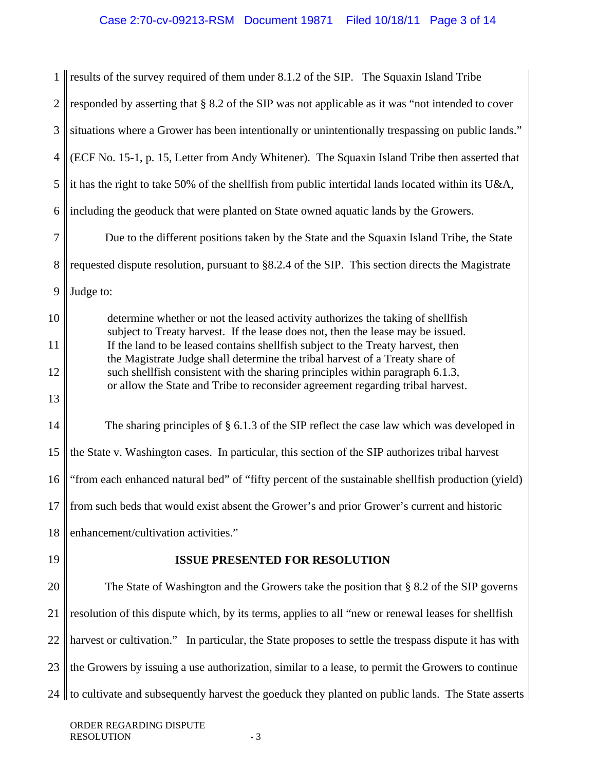results of the survey required of them under 8.1.2 of the SIP. The Squaxin Island Tribe responded by asserting that § 8.2 of the SIP was not applicable as it was "not intended to cover situations where a Grower has been intentionally or unintentionally trespassing on public lands." (ECF No. 15-1, p. 15, Letter from Andy Whitener). The Squaxin Island Tribe then asserted that it has the right to take 50% of the shellfish from public intertidal lands located within its U&A, including the geoduck that were planted on State owned aquatic lands by the Growers.

Due to the different positions taken by the State and the Squaxin Island Tribe, the State requested dispute resolution, pursuant to §8.2.4 of the SIP. This section directs the Magistrate Judge to:

> determine whether or not the leased activity authorizes the taking of shellfish subject to Treaty harvest. If the lease does not, then the lease may be issued. If the land to be leased contains shellfish subject to the Treaty harvest, then the Magistrate Judge shall determine the tribal harvest of a Treaty share of such shellfish consistent with the sharing principles within paragraph 6.1.3, or allow the State and Tribe to reconsider agreement regarding tribal harvest.

The sharing principles of § 6.1.3 of the SIP reflect the case law which was developed in the State v. Washington cases. In particular, this section of the SIP authorizes tribal harvest "from each enhanced natural bed" of "fifty percent of the sustainable shellfish production (yield) from such beds that would exist absent the Grower's and prior Grower's current and historic enhancement/cultivation activities."

## ISSUE PRESENTED FOR RESOLUTION

The State of Washington and the Growers take the position that § 8.2 of the SIP governs resolution of this dispute which, by its terms, applies to all "new or renewal leases for shellfish harvest or cultivation." In particular, the State proposes to settle the trespass dispute it has with the Growers by issuing a use authorization, similar to a lease, to permit the Growers to continue to cultivate and subsequently harvest the goeduck they planted on public lands. The State asserts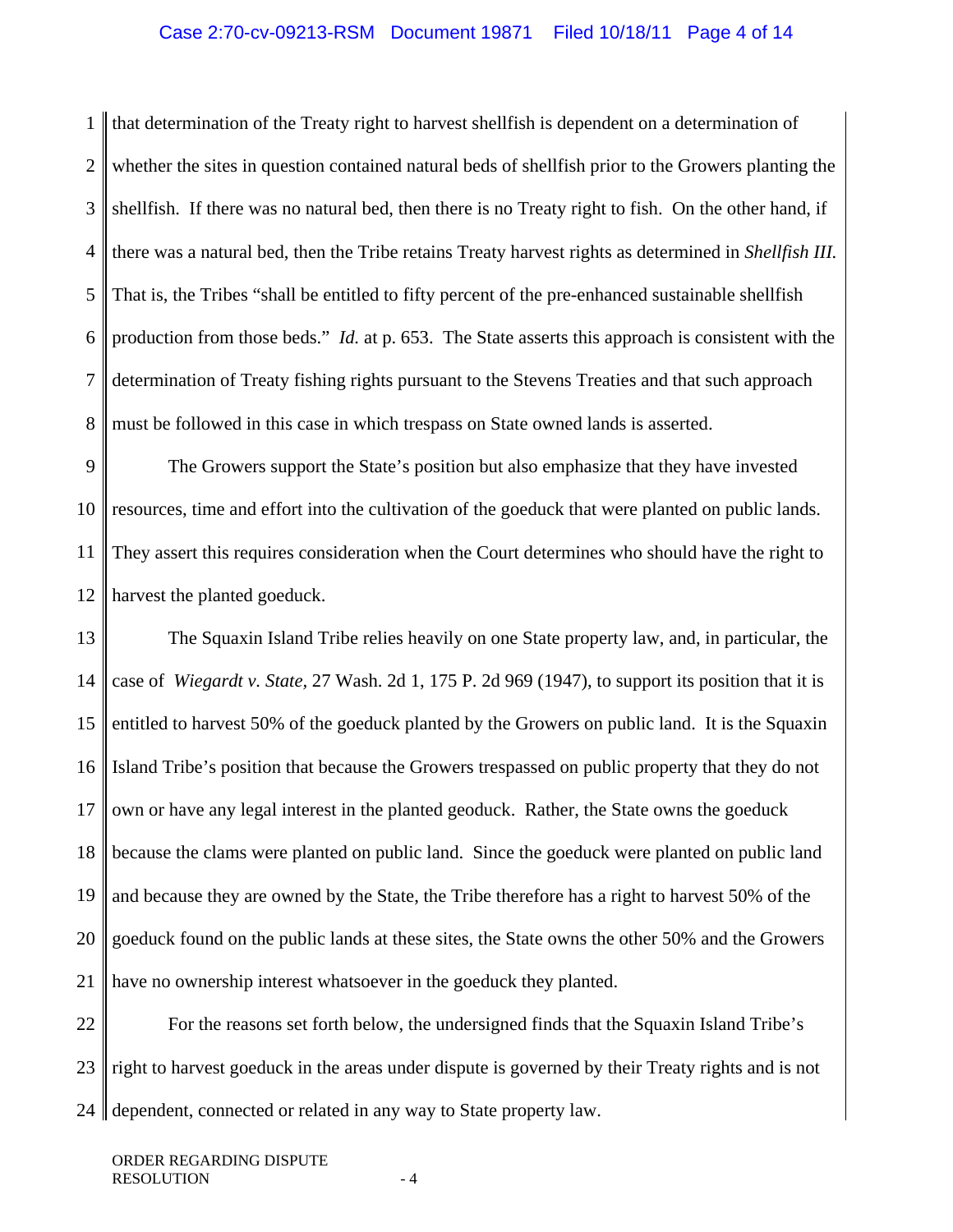that determination of the Treaty right to harvest shellfish is dependent on a determination of whether the sites in question contained natural beds of shellfish prior to the Growers planting the shellfish. If there was no natural bed, then there is no Treaty right to fish. On the other hand, if there was a natural bed, then the Tribe retains Treaty harvest rights as determined in *Shellfish III.* That is, the Tribes "shall be entitled to fifty percent of the pre-enhanced sustainable shellfish production from those beds." *Id.* at p. 653. The State asserts this approach is consistent with the determination of Treaty fishing rights pursuant to the Stevens Treaties and that such approach must be followed in this case in which trespass on State owned lands is asserted.

The Growers support the State's position but also emphasize that they have invested resources, time and effort into the cultivation of the goeduck that were planted on public lands. They assert this requires consideration when the Court determines who should have the right to harvest the planted goeduck.

The Squaxin Island Tribe relies heavily on one State property law, and, in particular, the case of *Wiegardt v. State,* 27 Wash. 2d 1, 175 P. 2d 969 (1947), to support its position that it is entitled to harvest 50% of the goeduck planted by the Growers on public land. It is the Squaxin Island Tribe's position that because the Growers trespassed on public property that they do not own or have any legal interest in the planted geoduck. Rather, the State owns the goeduck because the clams were planted on public land. Since the goeduck were planted on public land and because they are owned by the State, the Tribe therefore has a right to harvest 50% of the goeduck found on the public lands at these sites, the State owns the other 50% and the Growers have no ownership interest whatsoever in the goeduck they planted.

For the reasons set forth below, the undersigned finds that the Squaxin Island Tribe's right to harvest goeduck in the areas under dispute is governed by their Treaty rights and is not dependent, connected or related in any way to State property law.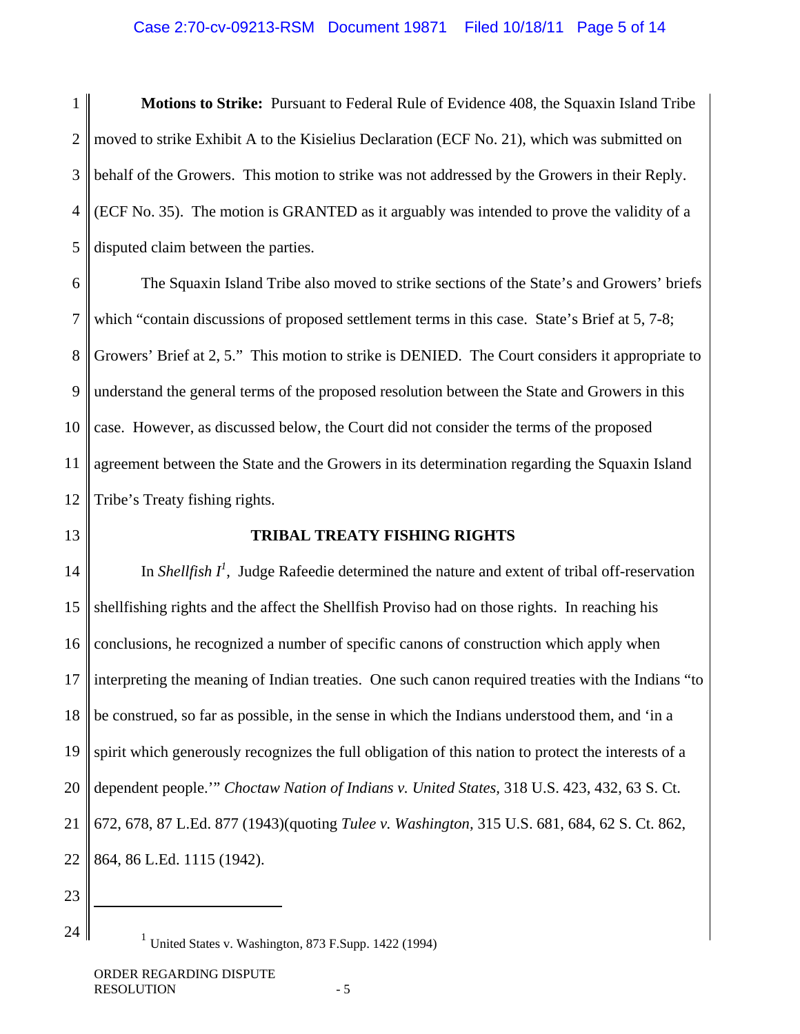**Motions to Strike:** Pursuant to Federal Rule of Evidence 408, the Squaxin Island Tribe moved to strike Exhibit A to the Kisielius Declaration (ECF No. 21), which was submitted on behalf of the Growers. This motion to strike was not addressed by the Growers in their Reply. (ECF No. 35). The motion is GRANTED as it arguably was intended to prove the validity of a disputed claim between the parties.

The Squaxin Island Tribe also moved to strike sections of the State's and Growers' briefs which "contain discussions of proposed settlement terms in this case. State's Brief at 5, 7-8; Growers' Brief at 2, 5." This motion to strike is DENIED. The Court considers it appropriate to understand the general terms of the proposed resolution between the State and Growers in this case. However, as discussed below, the Court did not consider the terms of the proposed agreement between the State and the Growers in its determination regarding the Squaxin Island Tribe's Treaty fishing rights.

## TRIBAL TREATY FISHING RIGHTS

In *Shellfish I*[1], Judge Rafeedie determined the nature and extent of tribal off-reservation shellfishing rights and the affect the Shellfish Proviso had on those rights. In reaching his conclusions, he recognized a number of specific canons of construction which apply when interpreting the meaning of Indian treaties. One such canon required treaties with the Indians "to be construed, so far as possible, in the sense in which the Indians understood them, and 'in a spirit which generously recognizes the full obligation of this nation to protect the interests of a dependent people.'" *Choctaw Nation of Indians v. United States,* 318 U.S. 423, 432, 63 S. Ct. 672, 678, 87 L.Ed. 877 (1943)(quoting *Tulee v. Washington,* 315 U.S. 681, 684, 62 S. Ct. 862, 864, 86 L.Ed. 1115 (1942).

[1] United States v. Washington, 873 F.Supp. 1422 (1994)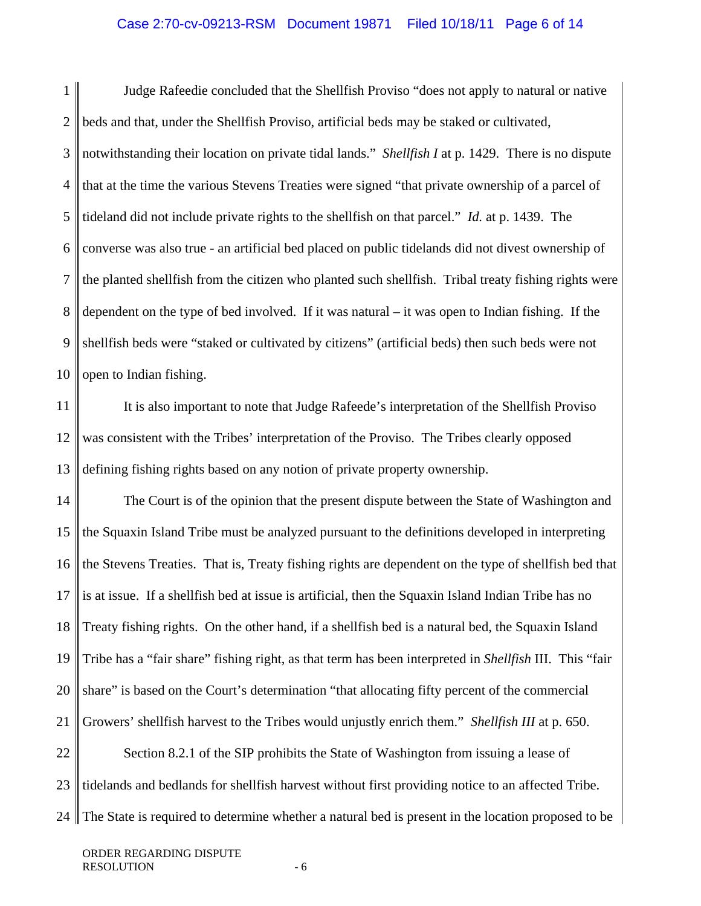Judge Rafeedie concluded that the Shellfish Proviso "does not apply to natural or native beds and that, under the Shellfish Proviso, artificial beds may be staked or cultivated, notwithstanding their location on private tidal lands." *Shellfish I* at p. 1429. There is no dispute that at the time the various Stevens Treaties were signed "that private ownership of a parcel of tideland did not include private rights to the shellfish on that parcel." *Id.* at p. 1439. The converse was also true - an artificial bed placed on public tidelands did not divest ownership of the planted shellfish from the citizen who planted such shellfish. Tribal treaty fishing rights were dependent on the type of bed involved. If it was natural – it was open to Indian fishing. If the shellfish beds were "staked or cultivated by citizens" (artificial beds) then such beds were not open to Indian fishing.

It is also important to note that Judge Rafeede's interpretation of the Shellfish Proviso was consistent with the Tribes' interpretation of the Proviso. The Tribes clearly opposed defining fishing rights based on any notion of private property ownership.

The Court is of the opinion that the present dispute between the State of Washington and the Squaxin Island Tribe must be analyzed pursuant to the definitions developed in interpreting the Stevens Treaties. That is, Treaty fishing rights are dependent on the type of shellfish bed that is at issue. If a shellfish bed at issue is artificial, then the Squaxin Island Indian Tribe has no Treaty fishing rights. On the other hand, if a shellfish bed is a natural bed, the Squaxin Island Tribe has a "fair share" fishing right, as that term has been interpreted in *Shellfish* III. This "fair share" is based on the Court's determination "that allocating fifty percent of the commercial Growers' shellfish harvest to the Tribes would unjustly enrich them." *Shellfish III* at p. 650.

Section 8.2.1 of the SIP prohibits the State of Washington from issuing a lease of tidelands and bedlands for shellfish harvest without first providing notice to an affected Tribe. The State is required to determine whether a natural bed is present in the location proposed to be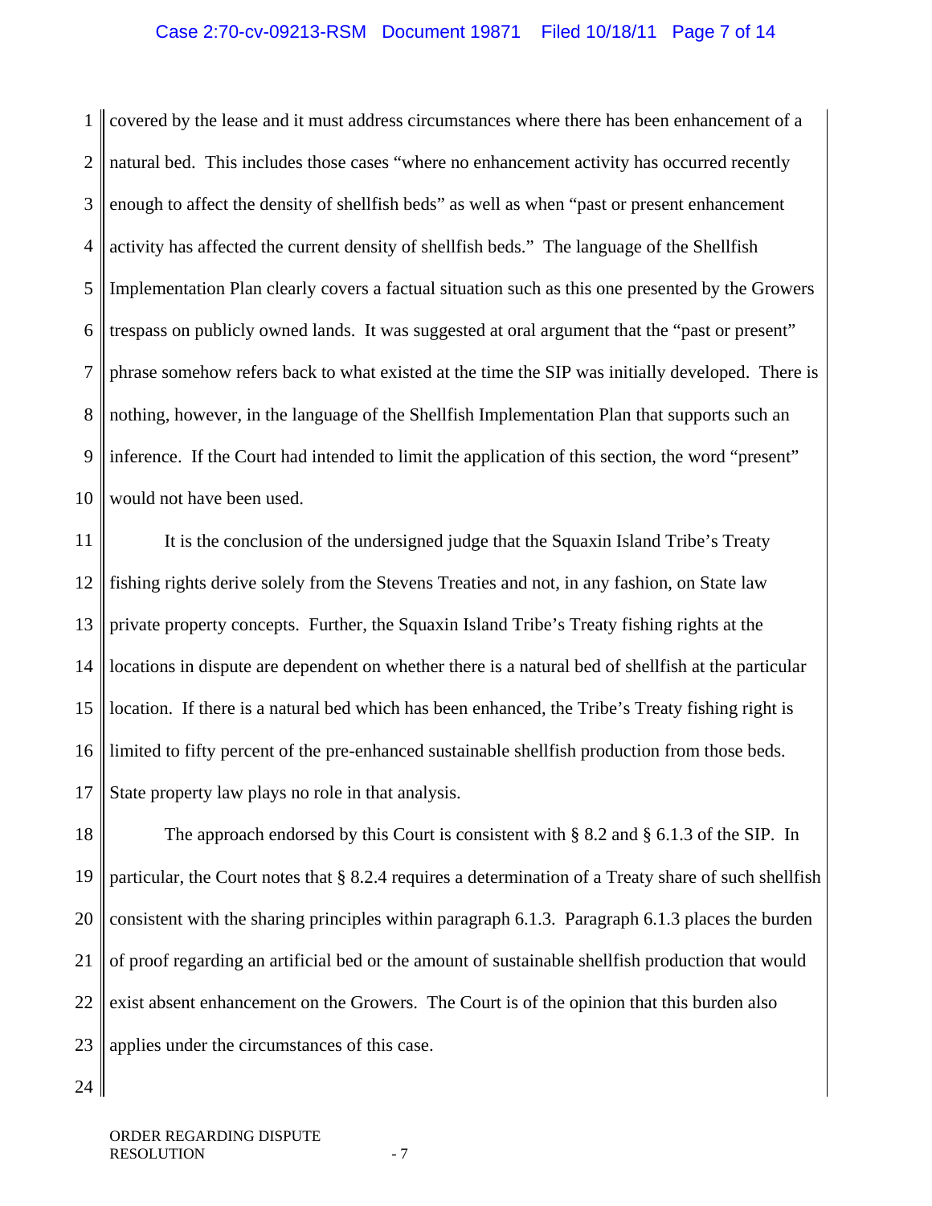covered by the lease and it must address circumstances where there has been enhancement of a natural bed. This includes those cases "where no enhancement activity has occurred recently enough to affect the density of shellfish beds" as well as when "past or present enhancement activity has affected the current density of shellfish beds." The language of the Shellfish Implementation Plan clearly covers a factual situation such as this one presented by the Growers trespass on publicly owned lands. It was suggested at oral argument that the "past or present" phrase somehow refers back to what existed at the time the SIP was initially developed. There is nothing, however, in the language of the Shellfish Implementation Plan that supports such an inference. If the Court had intended to limit the application of this section, the word "present" would not have been used.

It is the conclusion of the undersigned judge that the Squaxin Island Tribe's Treaty fishing rights derive solely from the Stevens Treaties and not, in any fashion, on State law private property concepts. Further, the Squaxin Island Tribe's Treaty fishing rights at the locations in dispute are dependent on whether there is a natural bed of shellfish at the particular location. If there is a natural bed which has been enhanced, the Tribe's Treaty fishing right is limited to fifty percent of the pre-enhanced sustainable shellfish production from those beds. State property law plays no role in that analysis.

The approach endorsed by this Court is consistent with § 8.2 and § 6.1.3 of the SIP. In particular, the Court notes that § 8.2.4 requires a determination of a Treaty share of such shellfish consistent with the sharing principles within paragraph 6.1.3. Paragraph 6.1.3 places the burden of proof regarding an artificial bed or the amount of sustainable shellfish production that would exist absent enhancement on the Growers. The Court is of the opinion that this burden also applies under the circumstances of this case.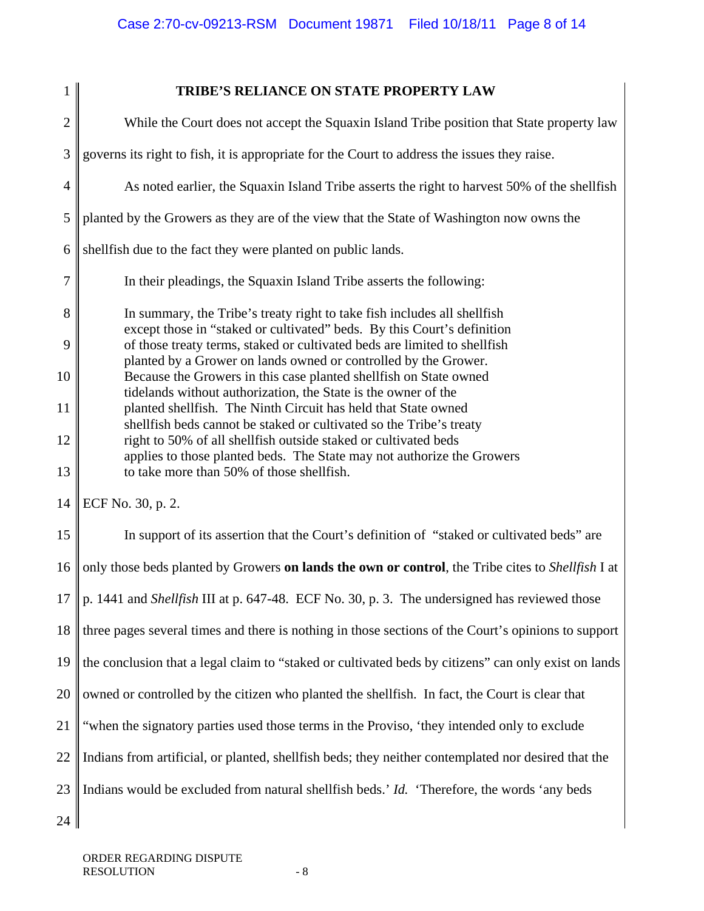## TRIBE'S RELIANCE ON STATE PROPERTY LAW

While the Court does not accept the Squaxin Island Tribe position that State property law governs its right to fish, it is appropriate for the Court to address the issues they raise.

As noted earlier, the Squaxin Island Tribe asserts the right to harvest 50% of the shellfish planted by the Growers as they are of the view that the State of Washington now owns the shellfish due to the fact they were planted on public lands.

In their pleadings, the Squaxin Island Tribe asserts the following:

> In summary, the Tribe's treaty right to take fish includes all shellfish except those in "staked or cultivated" beds. By this Court's definition of those treaty terms, staked or cultivated beds are limited to shellfish planted by a Grower on lands owned or controlled by the Grower. Because the Growers in this case planted shellfish on State owned tidelands without authorization, the State is the owner of the planted shellfish. The Ninth Circuit has held that State owned shellfish beds cannot be staked or cultivated so the Tribe's treaty right to 50% of all shellfish outside staked or cultivated beds applies to those planted beds. The State may not authorize the Growers to take more than 50% of those shellfish.

ECF No. 30, p. 2.

In support of its assertion that the Court's definition of "staked or cultivated beds" are only those beds planted by Growers **on lands the own or control**, the Tribe cites to *Shellfish* I at p. 1441 and *Shellfish* III at p. 647-48. ECF No. 30, p. 3. The undersigned has reviewed those three pages several times and there is nothing in those sections of the Court's opinions to support the conclusion that a legal claim to "staked or cultivated beds by citizens" can only exist on lands owned or controlled by the citizen who planted the shellfish. In fact, the Court is clear that "when the signatory parties used those terms in the Proviso, 'they intended only to exclude Indians from artificial, or planted, shellfish beds; they neither contemplated nor desired that the Indians would be excluded from natural shellfish beds.' *Id.* 'Therefore, the words 'any beds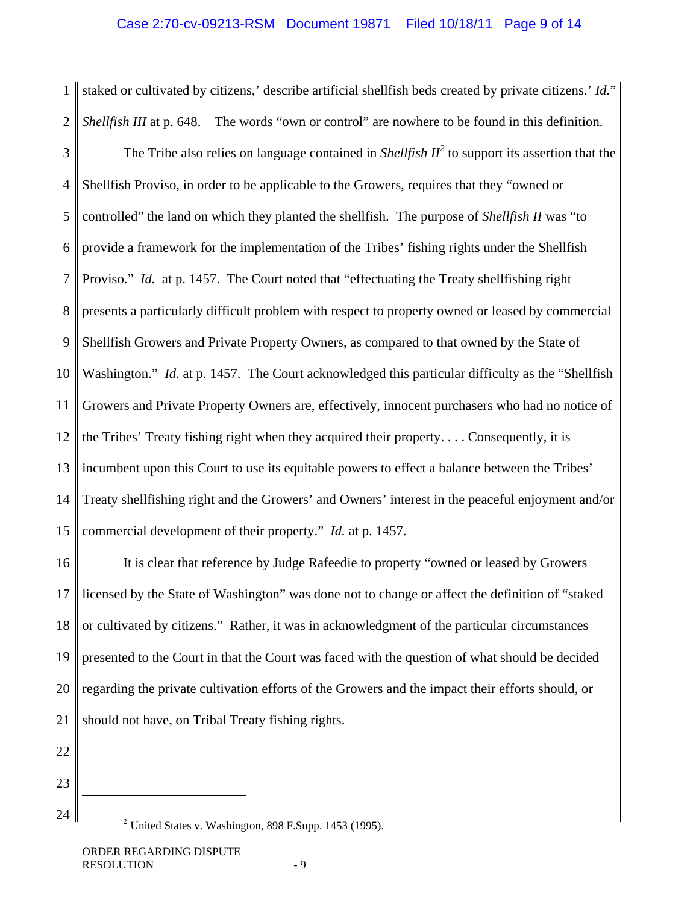staked or cultivated by citizens,' describe artificial shellfish beds created by private citizens.' *Id.*" *Shellfish III* at p. 648. The words "own or control" are nowhere to be found in this definition.

The Tribe also relies on language contained in *Shellfish II*[2] to support its assertion that the Shellfish Proviso, in order to be applicable to the Growers, requires that they "owned or controlled" the land on which they planted the shellfish. The purpose of *Shellfish II* was "to provide a framework for the implementation of the Tribes' fishing rights under the Shellfish Proviso." *Id.* at p. 1457. The Court noted that "effectuating the Treaty shellfishing right presents a particularly difficult problem with respect to property owned or leased by commercial Shellfish Growers and Private Property Owners, as compared to that owned by the State of Washington." *Id.* at p. 1457. The Court acknowledged this particular difficulty as the "Shellfish Growers and Private Property Owners are, effectively, innocent purchasers who had no notice of the Tribes' Treaty fishing right when they acquired their property. . . . Consequently, it is incumbent upon this Court to use its equitable powers to effect a balance between the Tribes' Treaty shellfishing right and the Growers' and Owners' interest in the peaceful enjoyment and/or commercial development of their property." *Id.* at p. 1457.

It is clear that reference by Judge Rafeedie to property "owned or leased by Growers licensed by the State of Washington" was done not to change or affect the definition of "staked or cultivated by citizens." Rather, it was in acknowledgment of the particular circumstances presented to the Court in that the Court was faced with the question of what should be decided regarding the private cultivation efforts of the Growers and the impact their efforts should, or should not have, on Tribal Treaty fishing rights.

---

[2] United States v. Washington, 898 F.Supp. 1453 (1995).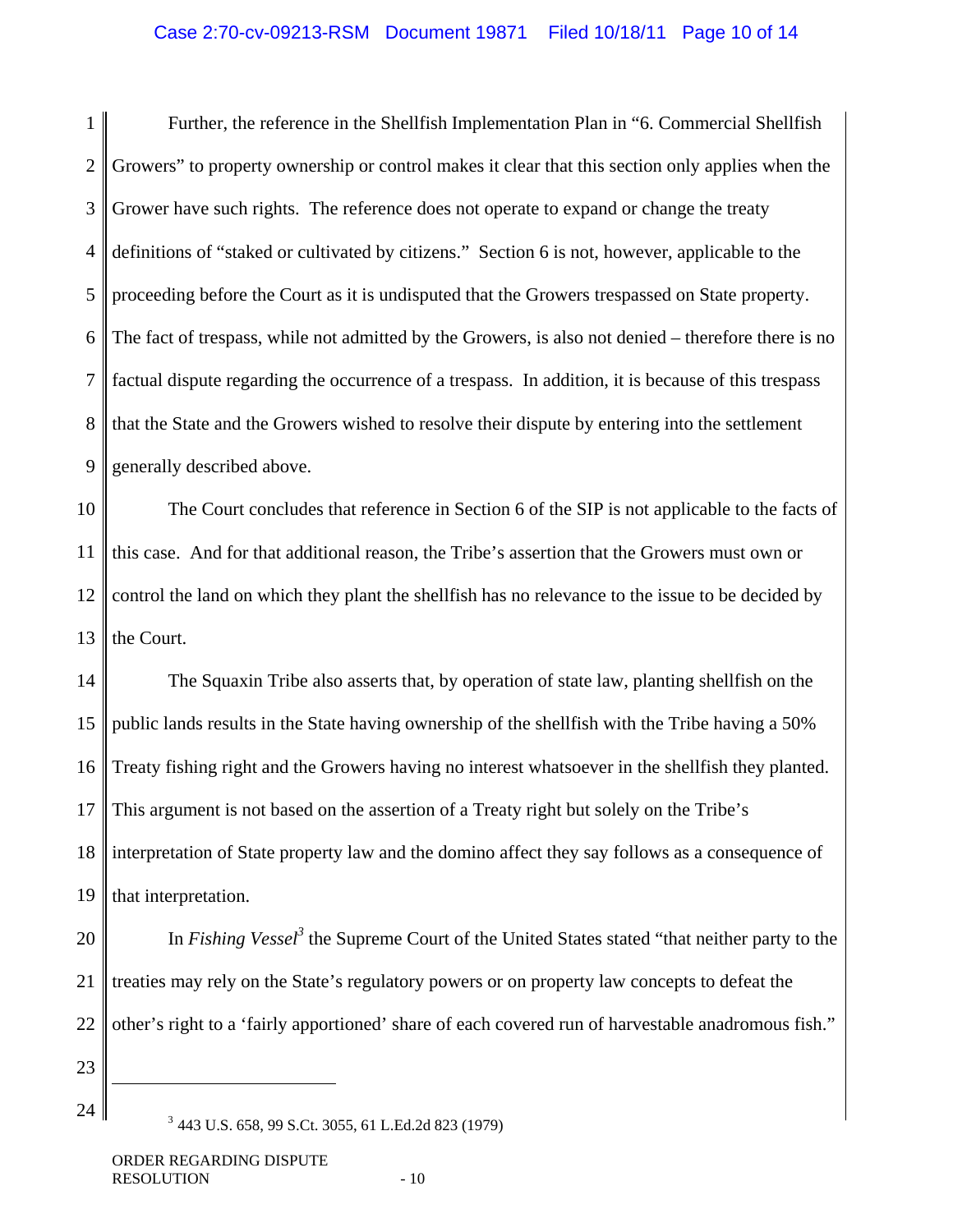Further, the reference in the Shellfish Implementation Plan in "6. Commercial Shellfish Growers" to property ownership or control makes it clear that this section only applies when the Grower have such rights. The reference does not operate to expand or change the treaty definitions of "staked or cultivated by citizens." Section 6 is not, however, applicable to the proceeding before the Court as it is undisputed that the Growers trespassed on State property. The fact of trespass, while not admitted by the Growers, is also not denied – therefore there is no factual dispute regarding the occurrence of a trespass. In addition, it is because of this trespass that the State and the Growers wished to resolve their dispute by entering into the settlement generally described above.

The Court concludes that reference in Section 6 of the SIP is not applicable to the facts of this case. And for that additional reason, the Tribe's assertion that the Growers must own or control the land on which they plant the shellfish has no relevance to the issue to be decided by the Court.

The Squaxin Tribe also asserts that, by operation of state law, planting shellfish on the public lands results in the State having ownership of the shellfish with the Tribe having a 50% Treaty fishing right and the Growers having no interest whatsoever in the shellfish they planted. This argument is not based on the assertion of a Treaty right but solely on the Tribe's interpretation of State property law and the domino affect they say follows as a consequence of that interpretation.

In *Fishing Vessel*[3] the Supreme Court of the United States stated "that neither party to the treaties may rely on the State's regulatory powers or on property law concepts to defeat the other's right to a 'fairly apportioned' share of each covered run of harvestable anadromous fish."

---

[3] 443 U.S. 658, 99 S.Ct. 3055, 61 L.Ed.2d 823 (1979)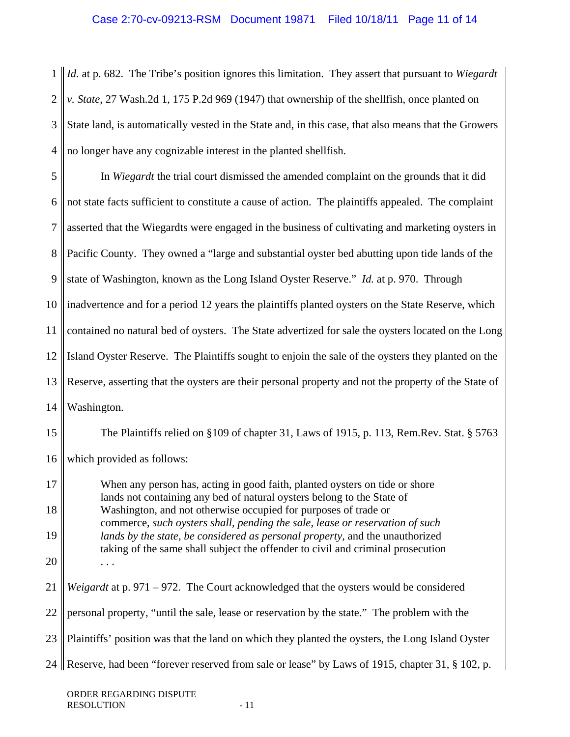*Id.* at p. 682. The Tribe's position ignores this limitation. They assert that pursuant to *Wiegardt v. State*, 27 Wash.2d 1, 175 P.2d 969 (1947) that ownership of the shellfish, once planted on State land, is automatically vested in the State and, in this case, that also means that the Growers no longer have any cognizable interest in the planted shellfish.

In *Wiegardt* the trial court dismissed the amended complaint on the grounds that it did not state facts sufficient to constitute a cause of action. The plaintiffs appealed. The complaint asserted that the Wiegardts were engaged in the business of cultivating and marketing oysters in Pacific County. They owned a "large and substantial oyster bed abutting upon tide lands of the state of Washington, known as the Long Island Oyster Reserve." *Id.* at p. 970. Through inadvertence and for a period 12 years the plaintiffs planted oysters on the State Reserve, which contained no natural bed of oysters. The State advertized for sale the oysters located on the Long Island Oyster Reserve. The Plaintiffs sought to enjoin the sale of the oysters they planted on the Reserve, asserting that the oysters are their personal property and not the property of the State of Washington.

The Plaintiffs relied on §109 of chapter 31, Laws of 1915, p. 113, Rem.Rev. Stat. § 5763 which provided as follows:

> When any person has, acting in good faith, planted oysters on tide or shore lands not containing any bed of natural oysters belong to the State of Washington, and not otherwise occupied for purposes of trade or commerce, *such oysters shall, pending the sale, lease or reservation of such lands by the state, be considered as personal property*, and the unauthorized taking of the same shall subject the offender to civil and criminal prosecution . . .

*Weigardt* at p. 971 – 972. The Court acknowledged that the oysters would be considered personal property, "until the sale, lease or reservation by the state." The problem with the Plaintiffs' position was that the land on which they planted the oysters, the Long Island Oyster Reserve, had been "forever reserved from sale or lease" by Laws of 1915, chapter 31, § 102, p.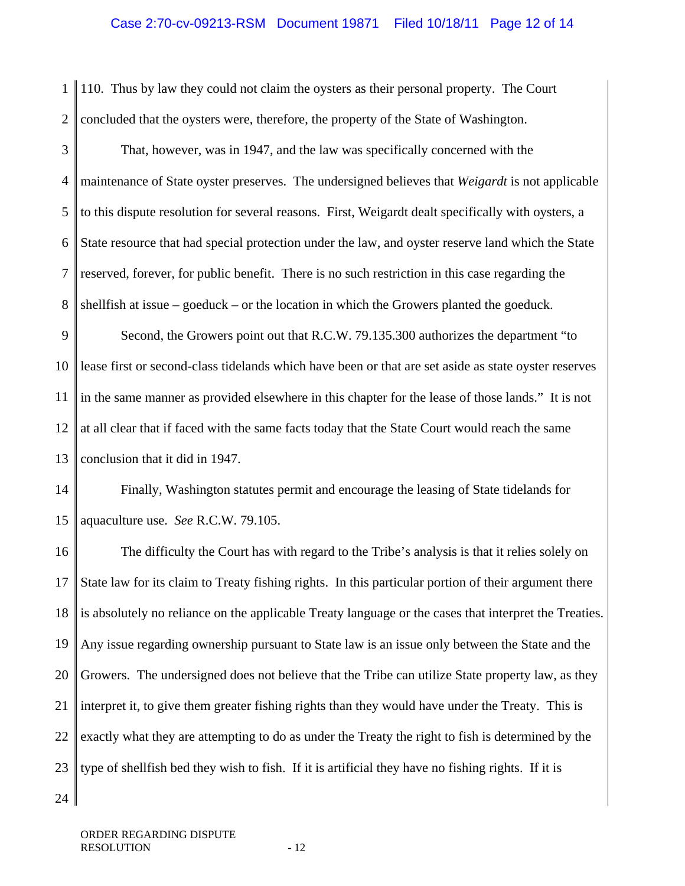110. Thus by law they could not claim the oysters as their personal property. The Court concluded that the oysters were, therefore, the property of the State of Washington.

That, however, was in 1947, and the law was specifically concerned with the maintenance of State oyster preserves. The undersigned believes that *Weigardt* is not applicable to this dispute resolution for several reasons. First, Weigardt dealt specifically with oysters, a State resource that had special protection under the law, and oyster reserve land which the State reserved, forever, for public benefit. There is no such restriction in this case regarding the shellfish at issue – goeduck – or the location in which the Growers planted the goeduck.

Second, the Growers point out that R.C.W. 79.135.300 authorizes the department "to lease first or second-class tidelands which have been or that are set aside as state oyster reserves in the same manner as provided elsewhere in this chapter for the lease of those lands." It is not at all clear that if faced with the same facts today that the State Court would reach the same conclusion that it did in 1947.

Finally, Washington statutes permit and encourage the leasing of State tidelands for aquaculture use. *See* R.C.W. 79.105.

The difficulty the Court has with regard to the Tribe's analysis is that it relies solely on State law for its claim to Treaty fishing rights. In this particular portion of their argument there is absolutely no reliance on the applicable Treaty language or the cases that interpret the Treaties. Any issue regarding ownership pursuant to State law is an issue only between the State and the Growers. The undersigned does not believe that the Tribe can utilize State property law, as they interpret it, to give them greater fishing rights than they would have under the Treaty. This is exactly what they are attempting to do as under the Treaty the right to fish is determined by the type of shellfish bed they wish to fish. If it is artificial they have no fishing rights. If it is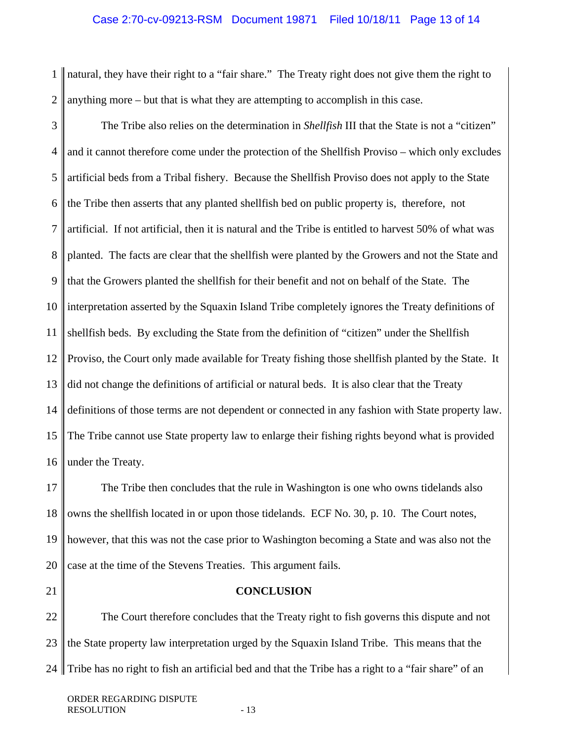natural, they have their right to a "fair share." The Treaty right does not give them the right to anything more – but that is what they are attempting to accomplish in this case.

The Tribe also relies on the determination in *Shellfish* III that the State is not a "citizen" and it cannot therefore come under the protection of the Shellfish Proviso – which only excludes artificial beds from a Tribal fishery. Because the Shellfish Proviso does not apply to the State the Tribe then asserts that any planted shellfish bed on public property is, therefore, not artificial. If not artificial, then it is natural and the Tribe is entitled to harvest 50% of what was planted. The facts are clear that the shellfish were planted by the Growers and not the State and that the Growers planted the shellfish for their benefit and not on behalf of the State. The interpretation asserted by the Squaxin Island Tribe completely ignores the Treaty definitions of shellfish beds. By excluding the State from the definition of "citizen" under the Shellfish Proviso, the Court only made available for Treaty fishing those shellfish planted by the State. It did not change the definitions of artificial or natural beds. It is also clear that the Treaty definitions of those terms are not dependent or connected in any fashion with State property law. The Tribe cannot use State property law to enlarge their fishing rights beyond what is provided under the Treaty.

The Tribe then concludes that the rule in Washington is one who owns tidelands also owns the shellfish located in or upon those tidelands. ECF No. 30, p. 10. The Court notes, however, that this was not the case prior to Washington becoming a State and was also not the case at the time of the Stevens Treaties. This argument fails.

## CONCLUSION

The Court therefore concludes that the Treaty right to fish governs this dispute and not the State property law interpretation urged by the Squaxin Island Tribe. This means that the Tribe has no right to fish an artificial bed and that the Tribe has a right to a "fair share" of an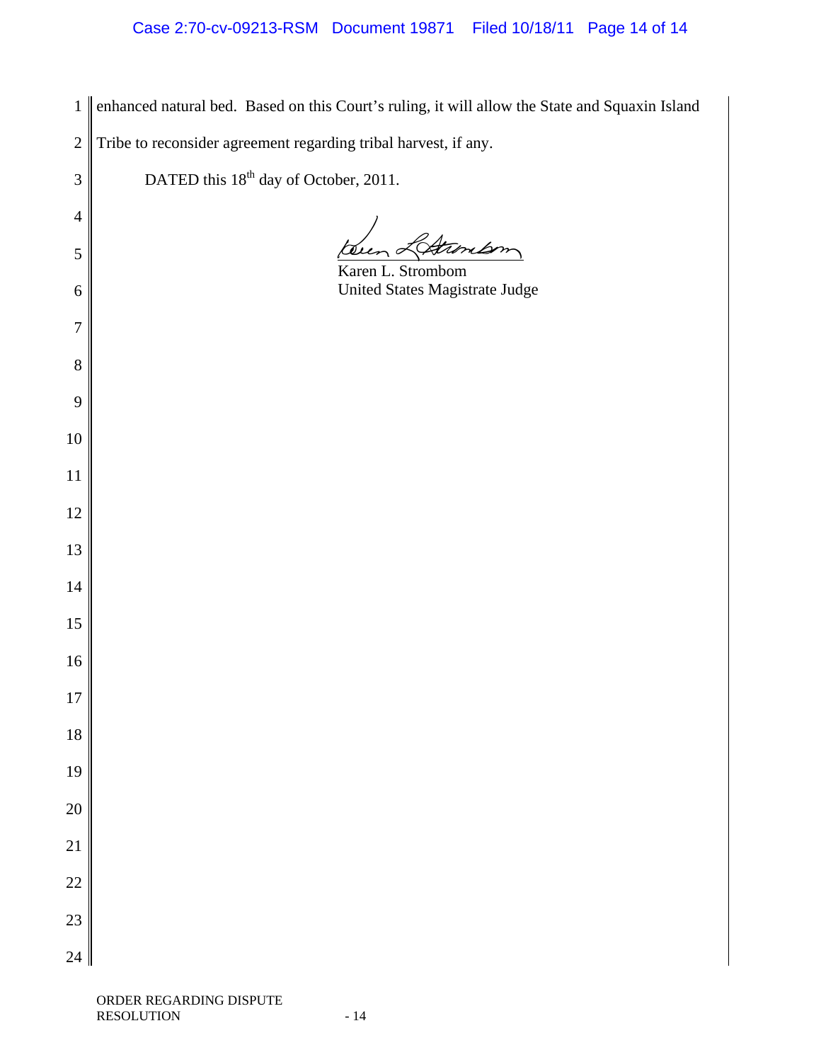enhanced natural bed. Based on this Court's ruling, it will allow the State and Squaxin Island Tribe to reconsider agreement regarding tribal harvest, if any.

DATED this 18th day of October, 2011.

Karen L. Strombom
United States Magistrate Judge